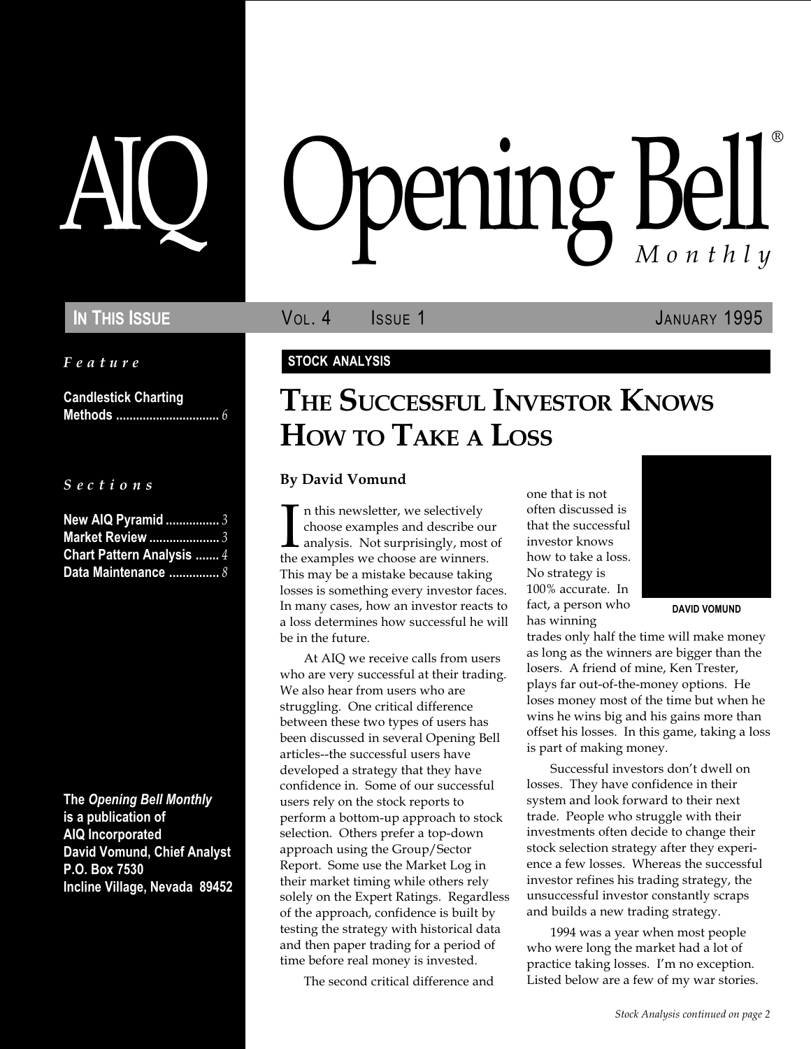# AIQ Opening Bell® Monthly

**In This Issue** — Vol. 4 Issue 1 — January 1995

*Feature*

**Candlestick Charting Methods** ............................... *6*

*Sections*

**New AIQ Pyramid** ................ *3*
**Market Review** ..................... *3*
**Chart Pattern Analysis** ....... *4*
**Data Maintenance** ............... *8*

**The *Opening Bell Monthly* is a publication of AIQ Incorporated**
**David Vomund, Chief Analyst**
**P.O. Box 7530**
**Incline Village, Nevada 89452**

**STOCK ANALYSIS**

## The Successful Investor Knows How to Take a Loss

**By David Vomund**

In this newsletter, we selectively choose examples and describe our analysis. Not surprisingly, most of the examples we choose are winners. This may be a mistake because taking losses is something every investor faces. In many cases, how an investor reacts to a loss determines how successful he will be in the future.

At AIQ we receive calls from users who are very successful at their trading. We also hear from users who are struggling. One critical difference between these two types of users has been discussed in several Opening Bell articles--the successful users have developed a strategy that they have confidence in. Some of our successful users rely on the stock reports to perform a bottom-up approach to stock selection. Others prefer a top-down approach using the Group/Sector Report. Some use the Market Log in their market timing while others rely solely on the Expert Ratings. Regardless of the approach, confidence is built by testing the strategy with historical data and then paper trading for a period of time before real money is invested.

The second critical difference and one that is not often discussed is that the successful investor knows how to take a loss. No strategy is 100% accurate. In fact, a person who has winning trades only half the time will make money as long as the winners are bigger than the losers. A friend of mine, Ken Trester, plays far out-of-the-money options. He loses money most of the time but when he wins he wins big and his gains more than offset his losses. In this game, taking a loss is part of making money.

DAVID VOMUND

Successful investors don't dwell on losses. They have confidence in their system and look forward to their next trade. People who struggle with their investments often decide to change their stock selection strategy after they experience a few losses. Whereas the successful investor refines his trading strategy, the unsuccessful investor constantly scraps and builds a new trading strategy.

1994 was a year when most people who were long the market had a lot of practice taking losses. I'm no exception. Listed below are a few of my war stories.

*Stock Analysis continued on page 2*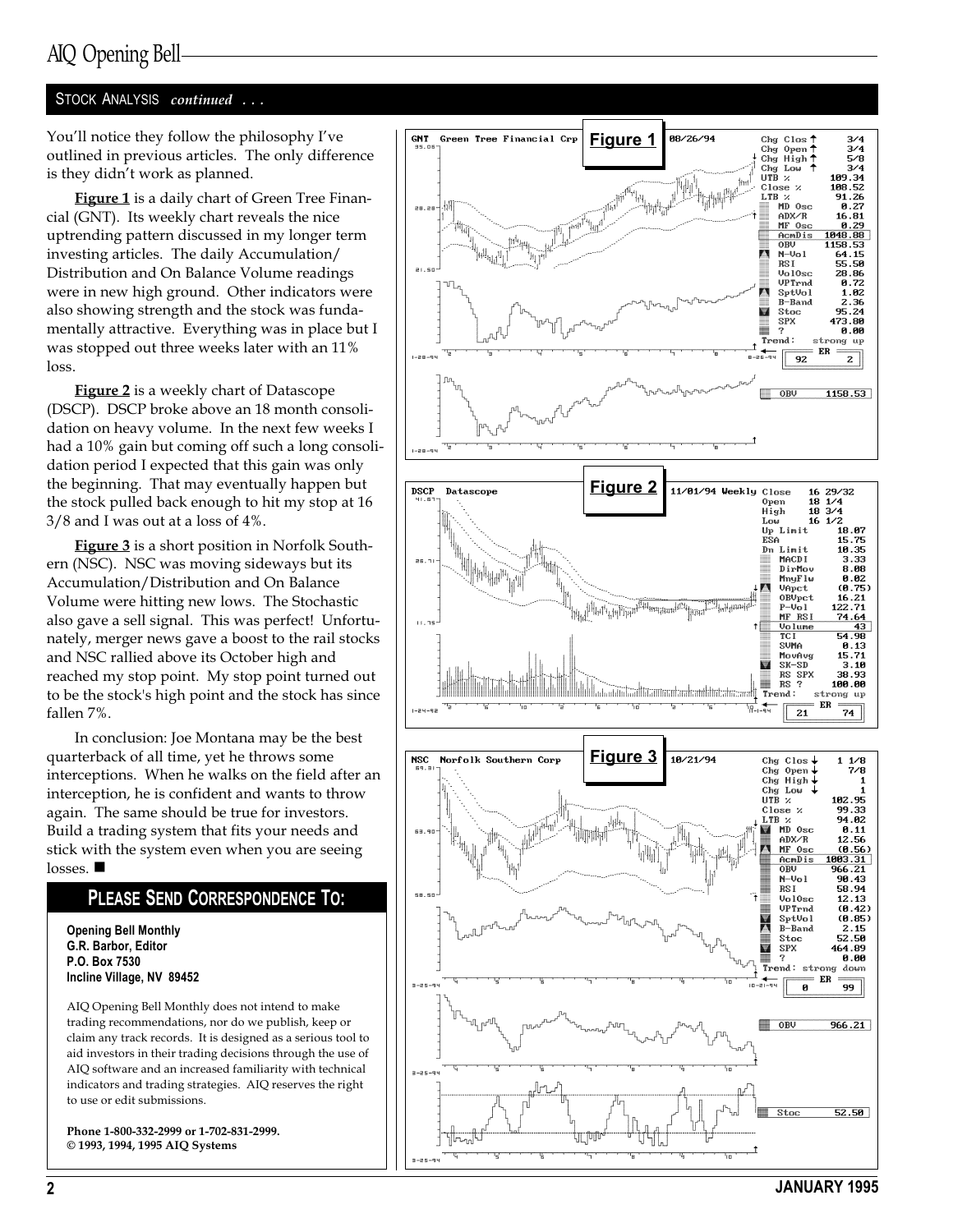STOCK ANALYSIS *continued . . .*

You'll notice they follow the philosophy I've outlined in previous articles. The only difference is they didn't work as planned.

**Figure 1** is a daily chart of Green Tree Financial (GNT). Its weekly chart reveals the nice uptrending pattern discussed in my longer term investing articles. The daily Accumulation/Distribution and On Balance Volume readings were in new high ground. Other indicators were also showing strength and the stock was fundamentally attractive. Everything was in place but I was stopped out three weeks later with an 11% loss.

**Figure 2** is a weekly chart of Datascope (DSCP). DSCP broke above an 18 month consolidation on heavy volume. In the next few weeks I had a 10% gain but coming off such a long consolidation period I expected that this gain was only the beginning. That may eventually happen but the stock pulled back enough to hit my stop at 16 3/8 and I was out at a loss of 4%.

**Figure 3** is a short position in Norfolk Southern (NSC). NSC was moving sideways but its Accumulation/Distribution and On Balance Volume were hitting new lows. The Stochastic also gave a sell signal. This was perfect! Unfortunately, merger news gave a boost to the rail stocks and NSC rallied above its October high and reached my stop point. My stop point turned out to be the stock's high point and the stock has since fallen 7%.

In conclusion: Joe Montana may be the best quarterback of all time, yet he throws some interceptions. When he walks on the field after an interception, he is confident and wants to throw again. The same should be true for investors. Build a trading system that fits your needs and stick with the system even when you are seeing losses. ■

Figure 1

Figure 2

Figure 3

## PLEASE SEND CORRESPONDENCE TO:

**Opening Bell Monthly**
**G.R. Barbor, Editor**
**P.O. Box 7530**
**Incline Village, NV 89452**

AIQ Opening Bell Monthly does not intend to make trading recommendations, nor do we publish, keep or claim any track records. It is designed as a serious tool to aid investors in their trading decisions through the use of AIQ software and an increased familiarity with technical indicators and trading strategies. AIQ reserves the right to use or edit submissions.

**Phone 1-800-332-2999 or 1-702-831-2999.**
**© 1993, 1994, 1995 AIQ Systems**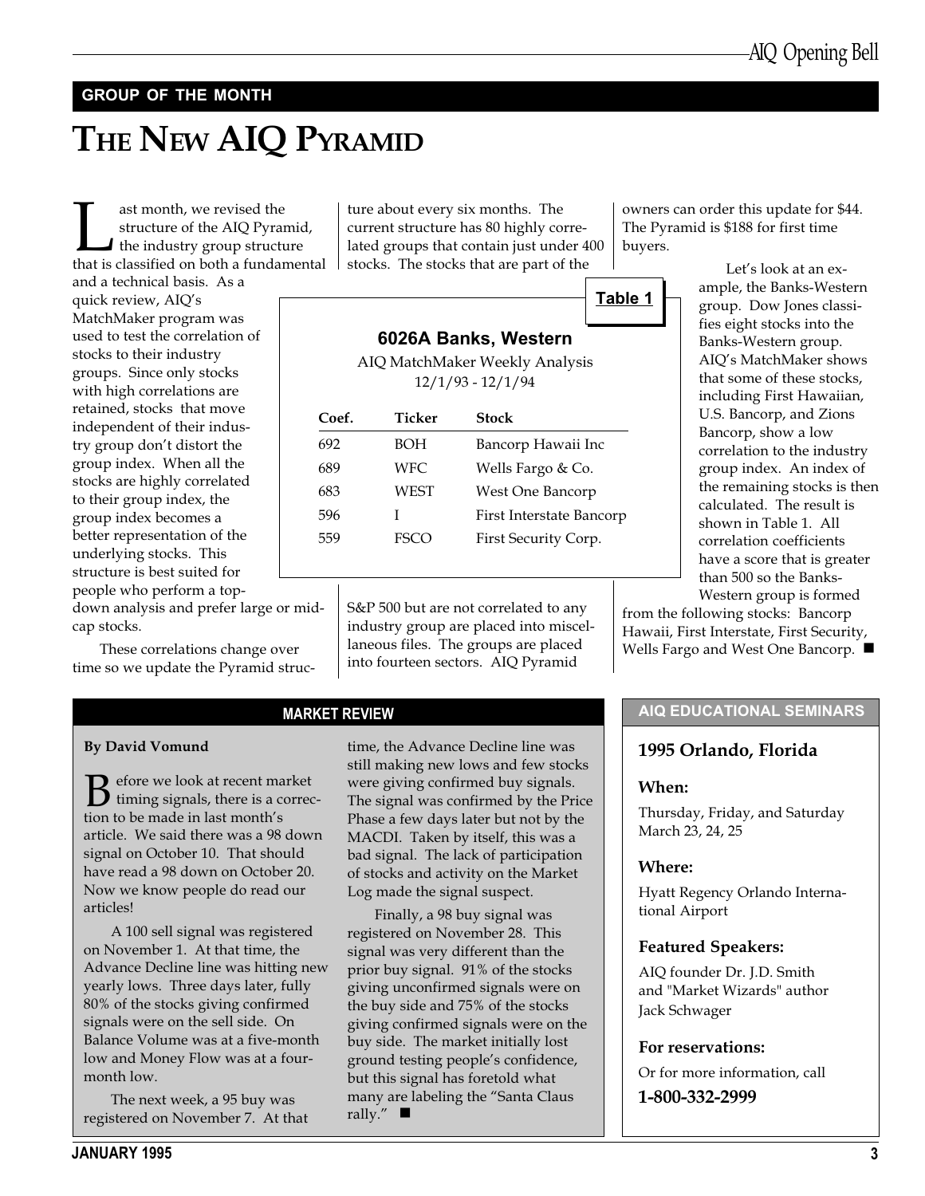## GROUP OF THE MONTH

# THE NEW AIQ PYRAMID

Last month, we revised the structure of the AIQ Pyramid, the industry group structure that is classified on both a fundamental and a technical basis. As a quick review, AIQ's MatchMaker program was used to test the correlation of stocks to their industry groups. Since only stocks with high correlations are retained, stocks that move independent of their industry group don't distort the group index. When all the stocks are highly correlated to their group index, the group index becomes a better representation of the underlying stocks. This structure is best suited for people who perform a top-down analysis and prefer large or mid-cap stocks.

These correlations change over time so we update the Pyramid structure about every six months. The current structure has 80 highly correlated groups that contain just under 400 stocks. The stocks that are part of the S&P 500 but are not correlated to any industry group are placed into miscellaneous files. The groups are placed into fourteen sectors. AIQ Pyramid owners can order this update for $44. The Pyramid is $188 for first time buyers.

Let's look at an example, the Banks-Western group. Dow Jones classifies eight stocks into the Banks-Western group. AIQ's MatchMaker shows that some of these stocks, including First Hawaiian, U.S. Bancorp, and Zions Bancorp, show a low correlation to the industry group index. An index of the remaining stocks is then calculated. The result is shown in Table 1. All correlation coefficients have a score that is greater than 500 so the Banks-Western group is formed from the following stocks: Bancorp Hawaii, First Interstate, First Security, Wells Fargo and West One Bancorp. ■

**Table 1**

**6026A Banks, Western**

AIQ MatchMaker Weekly Analysis
12/1/93 - 12/1/94

| Coef. | Ticker | Stock |
|---|---|---|
| 692 | BOH | Bancorp Hawaii Inc |
| 689 | WFC | Wells Fargo & Co. |
| 683 | WEST | West One Bancorp |
| 596 | I | First Interstate Bancorp |
| 559 | FSCO | First Security Corp. |

## MARKET REVIEW

**By David Vomund**

Before we look at recent market timing signals, there is a correction to be made in last month's article. We said there was a 98 down signal on October 10. That should have read a 98 down on October 20. Now we know people do read our articles!

A 100 sell signal was registered on November 1. At that time, the Advance Decline line was hitting new yearly lows. Three days later, fully 80% of the stocks giving confirmed signals were on the sell side. On Balance Volume was at a five-month low and Money Flow was at a four-month low.

The next week, a 95 buy was registered on November 7. At that time, the Advance Decline line was still making new lows and few stocks were giving confirmed buy signals. The signal was confirmed by the Price Phase a few days later but not by the MACDI. Taken by itself, this was a bad signal. The lack of participation of stocks and activity on the Market Log made the signal suspect.

Finally, a 98 buy signal was registered on November 28. This signal was very different than the prior buy signal. 91% of the stocks giving unconfirmed signals were on the buy side and 75% of the stocks giving confirmed signals were on the buy side. The market initially lost ground testing people's confidence, but this signal has foretold what many are labeling the "Santa Claus rally." ■

## AIQ EDUCATIONAL SEMINARS

### 1995 Orlando, Florida

**When:**

Thursday, Friday, and Saturday
March 23, 24, 25

**Where:**

Hyatt Regency Orlando International Airport

**Featured Speakers:**

AIQ founder Dr. J.D. Smith and "Market Wizards" author Jack Schwager

**For reservations:**

Or for more information, call

**1-800-332-2999**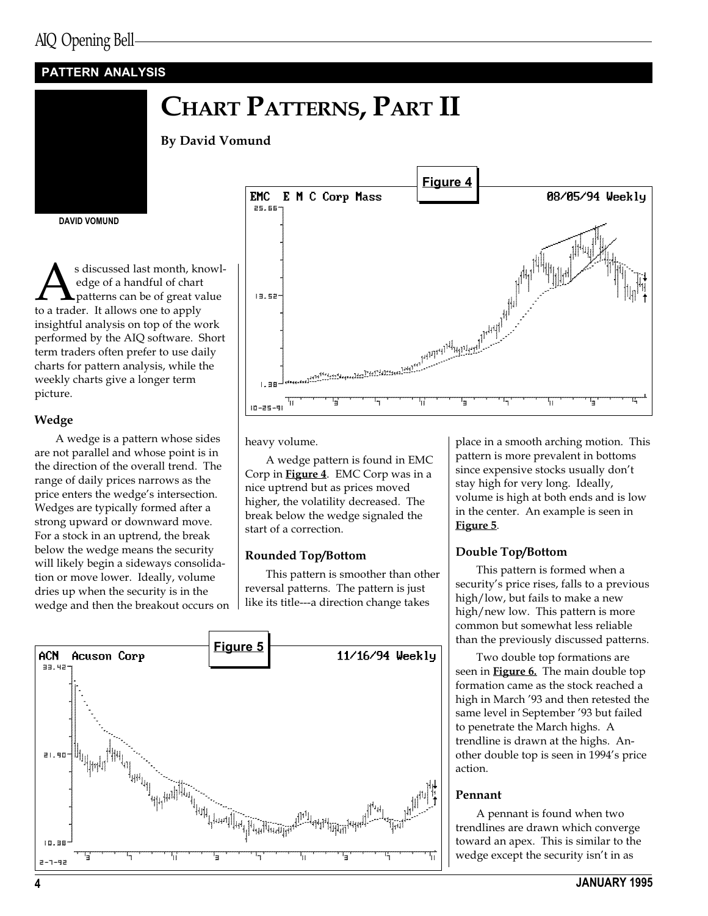PATTERN ANALYSIS

# CHART PATTERNS, PART II

**By David Vomund**

DAVID VOMUND

As discussed last month, knowledge of a handful of chart patterns can be of great value to a trader. It allows one to apply insightful analysis on top of the work performed by the AIQ software. Short term traders often prefer to use daily charts for pattern analysis, while the weekly charts give a longer term picture.

### Wedge

A wedge is a pattern whose sides are not parallel and whose point is in the direction of the overall trend. The range of daily prices narrows as the price enters the wedge's intersection. Wedges are typically formed after a strong upward or downward move. For a stock in an uptrend, the break below the wedge means the security will likely begin a sideways consolidation or move lower. Ideally, volume dries up when the security is in the wedge and then the breakout occurs on heavy volume.

A wedge pattern is found in EMC Corp in **Figure 4**. EMC Corp was in a nice uptrend but as prices moved higher, the volatility decreased. The break below the wedge signaled the start of a correction.

**Figure 4**

### Rounded Top/Bottom

This pattern is smoother than other reversal patterns. The pattern is just like its title---a direction change takes place in a smooth arching motion. This pattern is more prevalent in bottoms since expensive stocks usually don't stay high for very long. Ideally, volume is high at both ends and is low in the center. An example is seen in **Figure 5**.

**Figure 5**

### Double Top/Bottom

This pattern is formed when a security's price rises, falls to a previous high/low, but fails to make a new high/new low. This pattern is more common but somewhat less reliable than the previously discussed patterns.

Two double top formations are seen in **Figure 6.** The main double top formation came as the stock reached a high in March '93 and then retested the same level in September '93 but failed to penetrate the March highs. A trendline is drawn at the highs. Another double top is seen in 1994's price action.

### Pennant

A pennant is found when two trendlines are drawn which converge toward an apex. This is similar to the wedge except the security isn't in as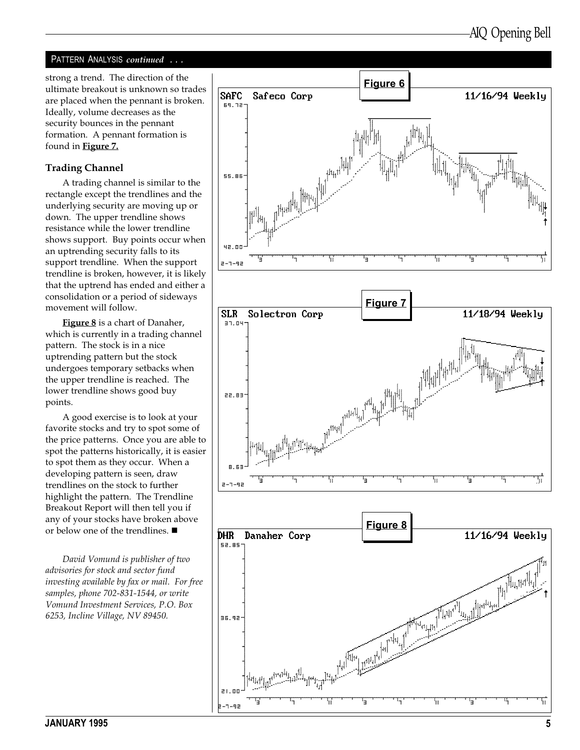## PATTERN ANALYSIS *continued . . .*

strong a trend. The direction of the ultimate breakout is unknown so trades are placed when the pennant is broken. Ideally, volume decreases as the security bounces in the pennant formation. A pennant formation is found in **Figure 7.**

### Trading Channel

A trading channel is similar to the rectangle except the trendlines and the underlying security are moving up or down. The upper trendline shows resistance while the lower trendline shows support. Buy points occur when an uptrending security falls to its support trendline. When the support trendline is broken, however, it is likely that the uptrend has ended and either a consolidation or a period of sideways movement will follow.

**Figure 8** is a chart of Danaher, which is currently in a trading channel pattern. The stock is in a nice uptrending pattern but the stock undergoes temporary setbacks when the upper trendline is reached. The lower trendline shows good buy points.

A good exercise is to look at your favorite stocks and try to spot some of the price patterns. Once you are able to spot the patterns historically, it is easier to spot them as they occur. When a developing pattern is seen, draw trendlines on the stock to further highlight the pattern. The Trendline Breakout Report will then tell you if any of your stocks have broken above or below one of the trendlines. ■

*David Vomund is publisher of two advisories for stock and sector fund investing available by fax or mail. For free samples, phone 702-831-1544, or write Vomund Investment Services, P.O. Box 6253, Incline Village, NV 89450.*

**Figure 6**

SAFC Safeco Corp 11/16/94 Weekly

**Figure 7**

SLR Solectron Corp 11/18/94 Weekly

**Figure 8**

DHR Danaher Corp 11/16/94 Weekly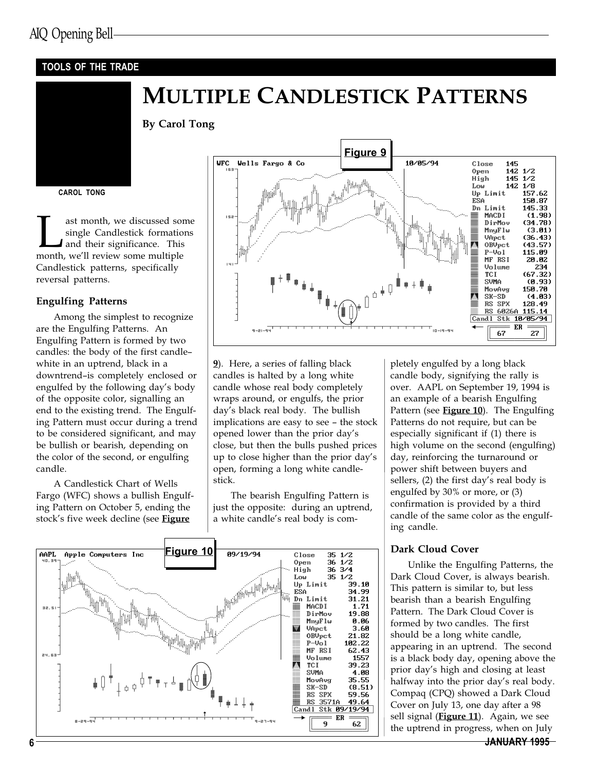TOOLS OF THE TRADE

# MULTIPLE CANDLESTICK PATTERNS

**By Carol Tong**

CAROL TONG

Last month, we discussed some single Candlestick formations and their significance. This month, we'll review some multiple Candlestick patterns, specifically reversal patterns.

### Engulfing Patterns

Among the simplest to recognize are the Engulfing Patterns. An Engulfing Pattern is formed by two candles: the body of the first candle–white in an uptrend, black in a downtrend–is completely enclosed or engulfed by the following day's body of the opposite color, signalling an end to the existing trend. The Engulfing Pattern must occur during a trend to be considered significant, and may be bullish or bearish, depending on the color of the second, or engulfing candle.

A Candlestick Chart of Wells Fargo (WFC) shows a bullish Engulfing Pattern on October 5, ending the stock's five week decline (see **Figure 9**). Here, a series of falling black candles is halted by a long white candle whose real body completely wraps around, or engulfs, the prior day's black real body. The bullish implications are easy to see – the stock opened lower than the prior day's close, but then the bulls pushed prices up to close higher than the prior day's open, forming a long white candlestick.

The bearish Engulfing Pattern is just the opposite: during an uptrend, a white candle's real body is completely engulfed by a long black candle body, signifying the rally is over. AAPL on September 19, 1994 is an example of a bearish Engulfing Pattern (see **Figure 10**). The Engulfing Patterns do not require, but can be especially significant if (1) there is high volume on the second (engulfing) day, reinforcing the turnaround or power shift between buyers and sellers, (2) the first day's real body is engulfed by 30% or more, or (3) confirmation is provided by a third candle of the same color as the engulfing candle.

Figure 9

Figure 10

### Dark Cloud Cover

Unlike the Engulfing Patterns, the Dark Cloud Cover, is always bearish. This pattern is similar to, but less bearish than a bearish Engulfing Pattern. The Dark Cloud Cover is formed by two candles. The first should be a long white candle, appearing in an uptrend. The second is a black body day, opening above the prior day's high and closing at least halfway into the prior day's real body. Compaq (CPQ) showed a Dark Cloud Cover on July 13, one day after a 98 sell signal (**Figure 11**). Again, we see the uptrend in progress, when on July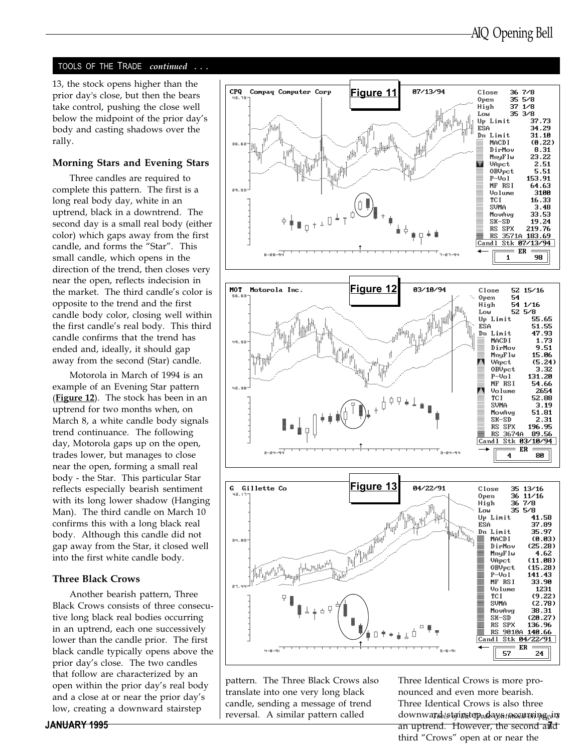TOOLS OF THE TRADE *continued . . .*

13, the stock opens higher than the prior day's close, but then the bears take control, pushing the close well below the midpoint of the prior day's body and casting shadows over the rally.

### Morning Stars and Evening Stars

Three candles are required to complete this pattern. The first is a long real body day, white in an uptrend, black in a downtrend. The second day is a small real body (either color) which gaps away from the first candle, and forms the "Star". This small candle, which opens in the direction of the trend, then closes very near the open, reflects indecision in the market. The third candle's color is opposite to the trend and the first candle body color, closing well within the first candle's real body. This third candle confirms that the trend has ended and, ideally, it should gap away from the second (Star) candle.

Motorola in March of 1994 is an example of an Evening Star pattern (**Figure 12**). The stock has been in an uptrend for two months when, on March 8, a white candle body signals trend continuance. The following day, Motorola gaps up on the open, trades lower, but manages to close near the open, forming a small real body - the Star. This particular Star reflects especially bearish sentiment with its long lower shadow (Hanging Man). The third candle on March 10 confirms this with a long black real body. Although this candle did not gap away from the Star, it closed well into the first white candle body.

### Three Black Crows

Another bearish pattern, Three Black Crows consists of three consecutive long black real bodies occurring in an uptrend, each one successively lower than the candle prior. The first black candle typically opens above the prior day's close. The two candles that follow are characterized by an open within the prior day's real body and a close at or near the prior day's low, creating a downward stairstep pattern. The Three Black Crows also translate into one very long black candle, sending a message of trend reversal. A similar pattern called Three Identical Crows is more pronounced and even more bearish. Three Identical Crows is also three downward stairstep days occurring in an uptrend. However, the second and third "Crows" open at or near the

*Tools of the Trade continued on page 8*

**Figure 11**

**Figure 12**

**Figure 13**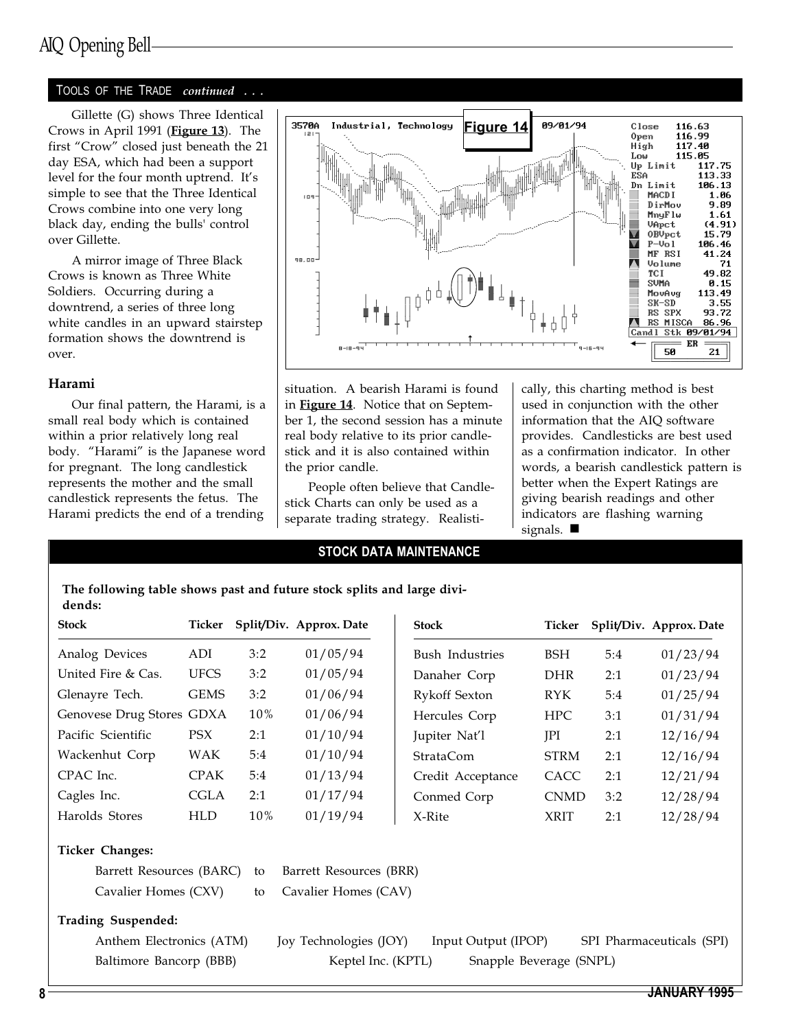## TOOLS OF THE TRADE *continued . . .*

Gillette (G) shows Three Identical Crows in April 1991 (**Figure 13**). The first "Crow" closed just beneath the 21 day ESA, which had been a support level for the four month uptrend. It's simple to see that the Three Identical Crows combine into one very long black day, ending the bulls' control over Gillette.

A mirror image of Three Black Crows is known as Three White Soldiers. Occurring during a downtrend, a series of three long white candles in an upward stairstep formation shows the downtrend is over.

### Harami

Our final pattern, the Harami, is a small real body which is contained within a prior relatively long real body. "Harami" is the Japanese word for pregnant. The long candlestick represents the mother and the small candlestick represents the fetus. The Harami predicts the end of a trending situation. A bearish Harami is found in **Figure 14**. Notice that on September 1, the second session has a minute real body relative to its prior candlestick and it is also contained within the prior candle.

Figure 14

3570A Industrial, Technology 09/01/94

Close 116.63
Open 116.99
High 117.40
Low 115.05
Up Limit 117.75
ESA 113.33
Dn Limit 106.13
MACDI 1.06
DirMov 9.89
MnyFlw 1.61
VApct (4.91)
OBVpct 15.79
P-Vol 106.46
MF RSI 41.24
Volume 71
TCI 49.82
SVMA 0.15
MovAvg 113.49
SK-SD 3.55
RS SPX 93.72
RS MISCA 86.96
Candl Stk 09/01/94
ER 50 21

121
109
98.00
8-18-94
9-16-94

People often believe that Candlestick Charts can only be used as a separate trading strategy. Realistically, this charting method is best used in conjunction with the other information that the AIQ software provides. Candlesticks are best used as a confirmation indicator. In other words, a bearish candlestick pattern is better when the Expert Ratings are giving bearish readings and other indicators are flashing warning signals. ■

## STOCK DATA MAINTENANCE

**The following table shows past and future stock splits and large dividends:**

| Stock | Ticker | Split/Div. | Approx. Date |
|---|---|---|---|
| Analog Devices | ADI | 3:2 | 01/05/94 |
| United Fire & Cas. | UFCS | 3:2 | 01/05/94 |
| Glenayre Tech. | GEMS | 3:2 | 01/06/94 |
| Genovese Drug Stores | GDXA | 10% | 01/06/94 |
| Pacific Scientific | PSX | 2:1 | 01/10/94 |
| Wackenhut Corp | WAK | 5:4 | 01/10/94 |
| CPAC Inc. | CPAK | 5:4 | 01/13/94 |
| Cagles Inc. | CGLA | 2:1 | 01/17/94 |
| Harolds Stores | HLD | 10% | 01/19/94 |
| Bush Industries | BSH | 5:4 | 01/23/94 |
| Danaher Corp | DHR | 2:1 | 01/23/94 |
| Rykoff Sexton | RYK | 5:4 | 01/25/94 |
| Hercules Corp | HPC | 3:1 | 01/31/94 |
| Jupiter Nat'l | JPI | 2:1 | 12/16/94 |
| StrataCom | STRM | 2:1 | 12/16/94 |
| Credit Acceptance | CACC | 2:1 | 12/21/94 |
| Conmed Corp | CNMD | 3:2 | 12/28/94 |
| X-Rite | XRIT | 2:1 | 12/28/94 |

**Ticker Changes:**

Barrett Resources (BARC) to Barrett Resources (BRR)
Cavalier Homes (CXV) to Cavalier Homes (CAV)

**Trading Suspended:**

Anthem Electronics (ATM), Joy Technologies (JOY), Input Output (IPOP), SPI Pharmaceuticals (SPI), Baltimore Bancorp (BBB), Keptel Inc. (KPTL), Snapple Beverage (SNPL)